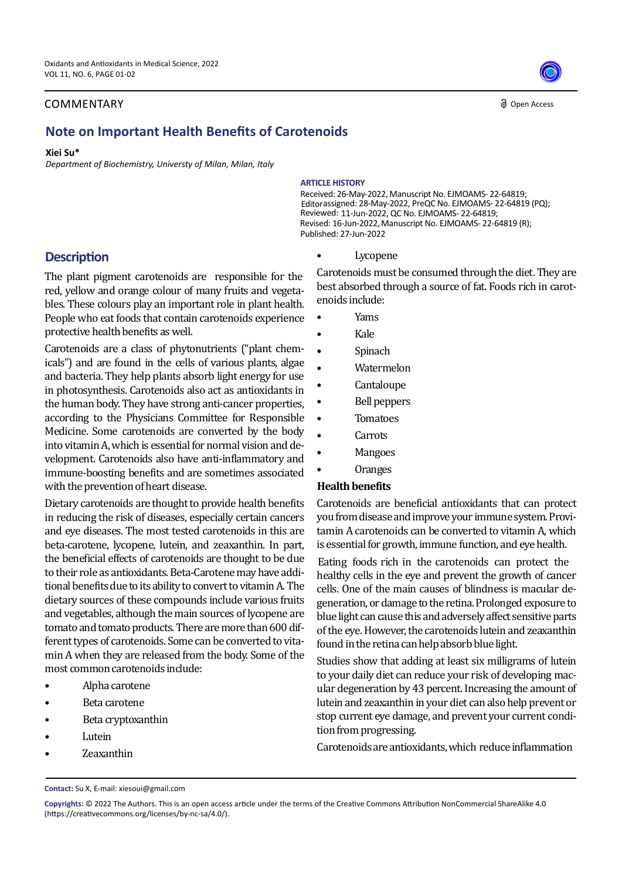COMMENTARY

Open Access

# Note on Important Health Benefits of Carotenoids

**Xiei Su***

*Department of Biochemistry, Universty of Milan, Milan, Italy*

**ARTICLE HISTORY**

Received: 26-May-2022, Manuscript No. EJMOAMS- 22-64819;
Editorassigned: 28-May-2022, PreQC No. EJMOAMS- 22-64819 (PQ);
Reviewed: 11-Jun-2022, QC No. EJMOAMS- 22-64819;
Revised: 16-Jun-2022, Manuscript No. EJMOAMS- 22-64819 (R);
Published: 27-Jun-2022

## Description

The plant pigment carotenoids are responsible for the red, yellow and orange colour of many fruits and vegetables. These colours play an important role in plant health. People who eat foods that contain carotenoids experience protective health benefits as well.

Carotenoids are a class of phytonutrients ("plant chemicals") and are found in the cells of various plants, algae and bacteria. They help plants absorb light energy for use in photosynthesis. Carotenoids also act as antioxidants in the human body. They have strong anti-cancer properties, according to the Physicians Committee for Responsible Medicine. Some carotenoids are converted by the body into vitamin A, which is essential for normal vision and development. Carotenoids also have anti-inflammatory and immune-boosting benefits and are sometimes associated with the prevention of heart disease.

Dietary carotenoids are thought to provide health benefits in reducing the risk of diseases, especially certain cancers and eye diseases. The most tested carotenoids in this are beta-carotene, lycopene, lutein, and zeaxanthin. In part, the beneficial effects of carotenoids are thought to be due to their role as antioxidants. Beta-Carotene may have additional benefits due to its ability to convert to vitamin A. The dietary sources of these compounds include various fruits and vegetables, although the main sources of lycopene are tomato and tomato products. There are more than 600 different types of carotenoids. Some can be converted to vitamin A when they are released from the body. Some of the most common carotenoids include:

- Alpha carotene
- Beta carotene
- Beta cryptoxanthin
- Lutein
- Zeaxanthin
- Lycopene

Carotenoids must be consumed through the diet. They are best absorbed through a source of fat. Foods rich in carotenoids include:

- Yams
- Kale
- Spinach
- Watermelon
- Cantaloupe
- Bell peppers
- Tomatoes
- Carrots
- Mangoes
- Oranges

**Health benefits**

Carotenoids are beneficial antioxidants that can protect you from disease and improve your immune system. Provitamin A carotenoids can be converted to vitamin A, which is essential for growth, immune function, and eye health.

Eating foods rich in the carotenoids can protect the healthy cells in the eye and prevent the growth of cancer cells. One of the main causes of blindness is macular degeneration, or damage to the retina. Prolonged exposure to blue light can cause this and adversely affect sensitive parts of the eye. However, the carotenoids lutein and zeaxanthin found in the retina can help absorb blue light.

Studies show that adding at least six milligrams of lutein to your daily diet can reduce your risk of developing macular degeneration by 43 percent. Increasing the amount of lutein and zeaxanthin in your diet can also help prevent or stop current eye damage, and prevent your current condition from progressing.

Carotenoids are antioxidants, which reduce inflammation

**Contact:** Su X, E-mail: xiesoui@gmail.com

**Copyrights:** © 2022 The Authors. This is an open access article under the terms of the Creative Commons Attribution NonCommercial ShareAlike 4.0 (https://creativecommons.org/licenses/by-nc-sa/4.0/).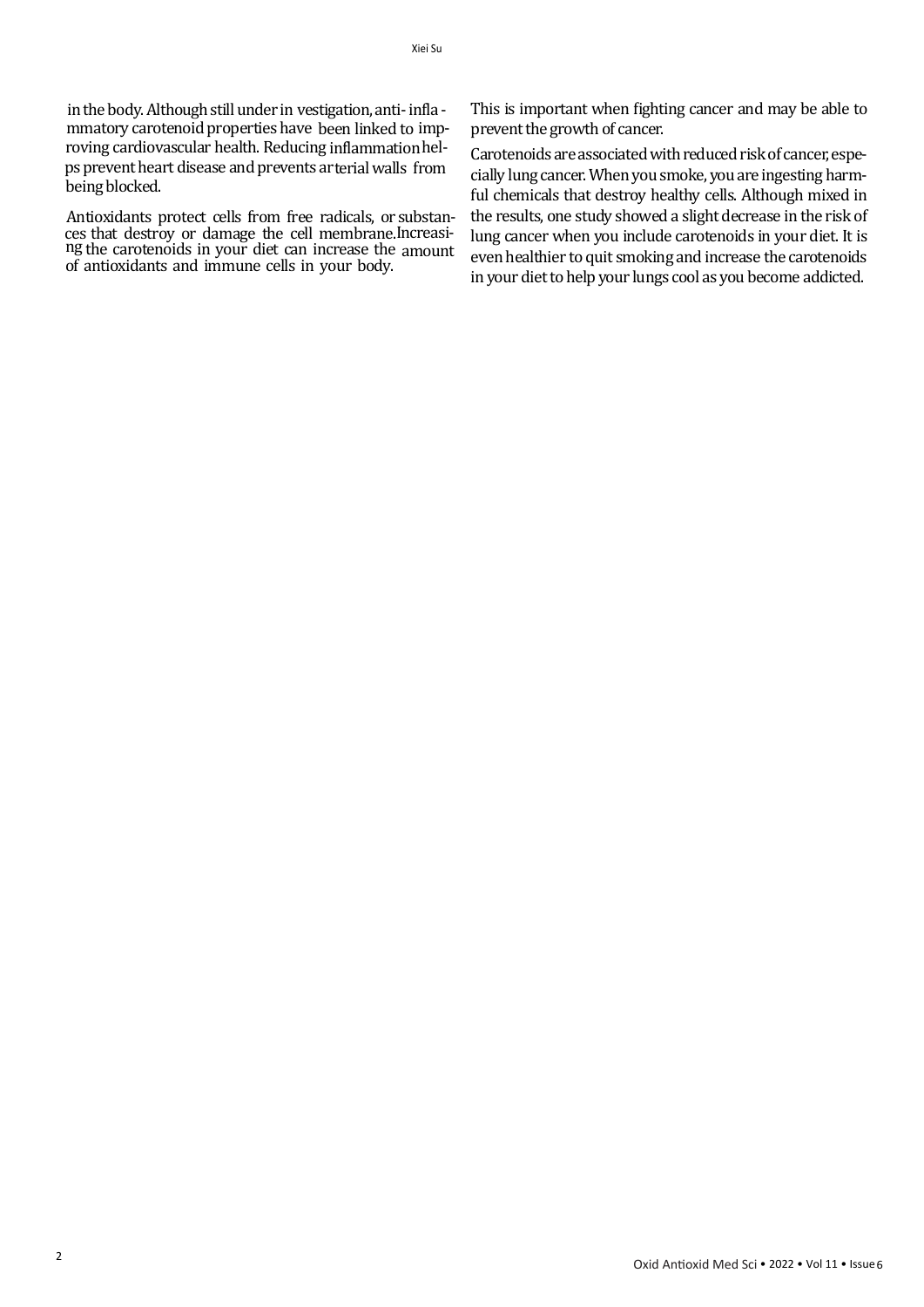in the body. Although still under in vestigation, anti- inflammatory carotenoid properties have been linked to improving cardiovascular health. Reducing inflammation helps prevent heart disease and prevents arterial walls from being blocked.

Antioxidants protect cells from free radicals, or substances that destroy or damage the cell membrane. Increasing the carotenoids in your diet can increase the amount of antioxidants and immune cells in your body.

This is important when fighting cancer and may be able to prevent the growth of cancer.

Carotenoids are associated with reduced risk of cancer, especially lung cancer. When you smoke, you are ingesting harmful chemicals that destroy healthy cells. Although mixed in the results, one study showed a slight decrease in the risk of lung cancer when you include carotenoids in your diet. It is even healthier to quit smoking and increase the carotenoids in your diet to help your lungs cool as you become addicted.